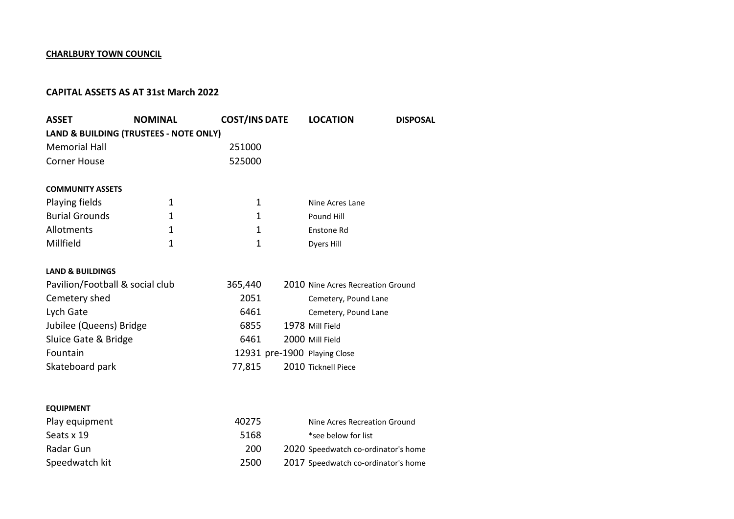**CHARLBURY TOWN COUNCIL**

**CAPITAL ASSETS AS AT 31st March 2022**

| ASSET | NOMINAL | COST/INS | DATE | LOCATION | DISPOSAL |
|---|---|---|---|---|---|
| **LAND & BUILDING (TRUSTEES - NOTE ONLY)** | | | | | |
| Memorial Hall | | 251000 | | | |
| Corner House | | 525000 | | | |
| | | | | | |
| **COMMUNITY ASSETS** | | | | | |
| Playing fields | 1 | 1 | | Nine Acres Lane | |
| Burial Grounds | 1 | 1 | | Pound Hill | |
| Allotments | 1 | 1 | | Enstone Rd | |
| Millfield | 1 | 1 | | Dyers Hill | |
| | | | | | |
| **LAND & BUILDINGS** | | | | | |
| Pavilion/Football & social club | | 365,440 | 2010 | Nine Acres Recreation Ground | |
| Cemetery shed | | 2051 | | Cemetery, Pound Lane | |
| Lych Gate | | 6461 | | Cemetery, Pound Lane | |
| Jubilee (Queens) Bridge | | 6855 | 1978 | Mill Field | |
| Sluice Gate & Bridge | | 6461 | 2000 | Mill Field | |
| Fountain | | 12931 | pre-1900 | Playing Close | |
| Skateboard park | | 77,815 | 2010 | Ticknell Piece | |
| | | | | | |
| **EQUIPMENT** | | | | | |
| Play equipment | | 40275 | | Nine Acres Recreation Ground | |
| Seats x 19 | | 5168 | | *see below for list | |
| Radar Gun | | 200 | 2020 | Speedwatch co-ordinator's home | |
| Speedwatch kit | | 2500 | 2017 | Speedwatch co-ordinator's home | |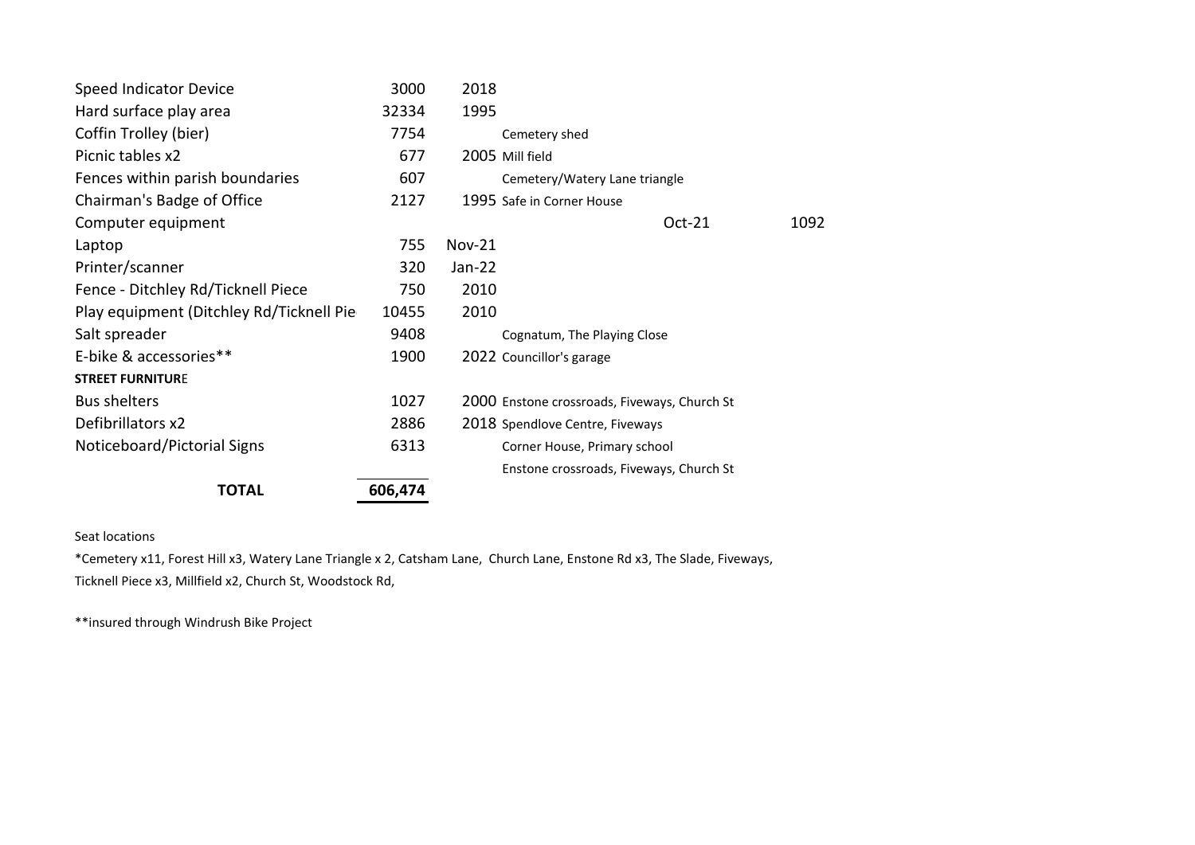| | | | | | |
|---|---|---|---|---|---|
| Speed Indicator Device | 3000 | 2018 | | | |
| Hard surface play area | 32334 | 1995 | | | |
| Coffin Trolley (bier) | 7754 | | Cemetery shed | | |
| Picnic tables x2 | 677 | 2005 | Mill field | | |
| Fences within parish boundaries | 607 | | Cemetery/Watery Lane triangle | | |
| Chairman's Badge of Office | 2127 | 1995 | Safe in Corner House | | |
| Computer equipment | | | | Oct-21 | 1092 |
| Laptop | 755 | Nov-21 | | | |
| Printer/scanner | 320 | Jan-22 | | | |
| Fence - Ditchley Rd/Ticknell Piece | 750 | 2010 | | | |
| Play equipment (Ditchley Rd/Ticknell Pie | 10455 | 2010 | | | |
| Salt spreader | 9408 | | Cognatum, The Playing Close | | |
| E-bike & accessories** | 1900 | 2022 | Councillor's garage | | |
| **STREET FURNITURE** | | | | | |
| Bus shelters | 1027 | 2000 | Enstone crossroads, Fiveways, Church St | | |
| Defibrillators x2 | 2886 | 2018 | Spendlove Centre, Fiveways | | |
| Noticeboard/Pictorial Signs | 6313 | | Corner House, Primary school | | |
| | | | Enstone crossroads, Fiveways, Church St | | |
| **TOTAL** | **606,474** | | | | |

Seat locations

*Cemetery x11, Forest Hill x3, Watery Lane Triangle x 2, Catsham Lane, Church Lane, Enstone Rd x3, The Slade, Fiveways, Ticknell Piece x3, Millfield x2, Church St, Woodstock Rd,

**insured through Windrush Bike Project